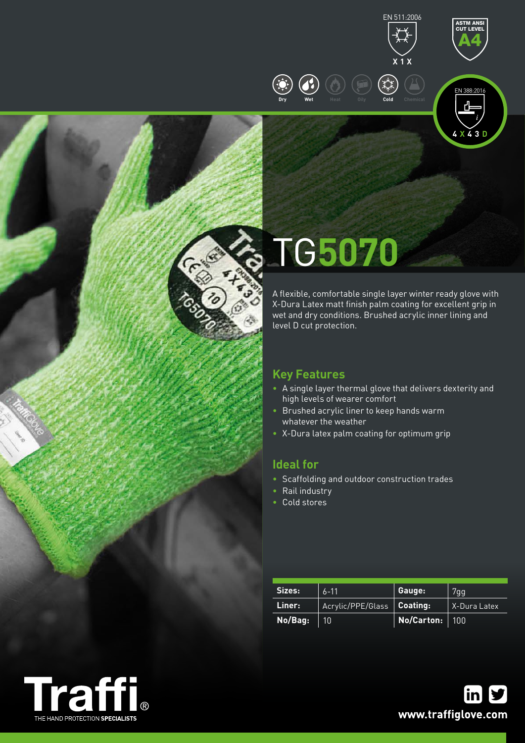EN 511:2006

X 1 X

ASTM ANSI CUT LEVEL A4

Dry Wet Heat Oily Cold Chemical

EN 388:2016

4 X 4 3 D

# TG5070

A flexible, comfortable single layer winter ready glove with X-Dura Latex matt finish palm coating for excellent grip in wet and dry conditions. Brushed acrylic inner lining and level D cut protection.

## Key Features

- A single layer thermal glove that delivers dexterity and high levels of wearer comfort
- Brushed acrylic liner to keep hands warm whatever the weather
- X-Dura latex palm coating for optimum grip

## Ideal for

- Scaffolding and outdoor construction trades
- Rail industry
- Cold stores

| **Sizes:** | 6-11 | **Gauge:** | 7gg |
|---|---|---|---|
| **Liner:** | Acrylic/PPE/Glass | **Coating:** | X-Dura Latex |
| **No/Bag:** | 10 | **No/Carton:** | 100 |

Traffi® THE HAND PROTECTION **SPECIALISTS**

**www.traffiglove.com**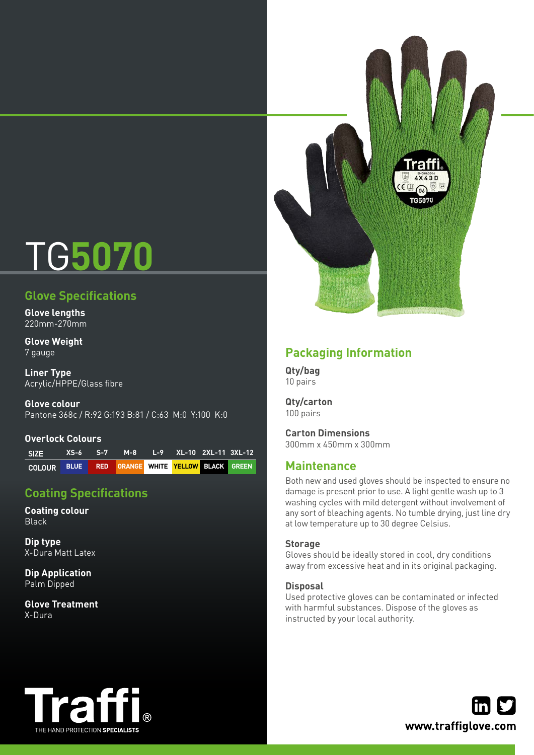# TG5070

## Glove Specifications

**Glove lengths**
220mm-270mm

**Glove Weight**
7 gauge

**Liner Type**
Acrylic/HPPE/Glass fibre

**Glove colour**
Pantone 368c / R:92 G:193 B:81 / C:63 M:0 Y:100 K:0

**Overlock Colours**

| SIZE | XS-6 | S-7 | M-8 | L-9 | XL-10 | 2XL-11 | 3XL-12 |
|---|---|---|---|---|---|---|---|
| COLOUR | BLUE | RED | ORANGE | WHITE | YELLOW | BLACK | GREEN |

## Coating Specifications

**Coating colour**
Black

**Dip type**
X-Dura Matt Latex

**Dip Application**
Palm Dipped

**Glove Treatment**
X-Dura

## Packaging Information

**Qty/bag**
10 pairs

**Qty/carton**
100 pairs

**Carton Dimensions**
300mm x 450mm x 300mm

## Maintenance

Both new and used gloves should be inspected to ensure no damage is present prior to use. A light gentle wash up to 3 washing cycles with mild detergent without involvement of any sort of bleaching agents. No tumble drying, just line dry at low temperature up to 30 degree Celsius.

**Storage**
Gloves should be ideally stored in cool, dry conditions away from excessive heat and in its original packaging.

**Disposal**
Used protective gloves can be contaminated or infected with harmful substances. Dispose of the gloves as instructed by your local authority.

Traffi® THE HAND PROTECTION SPECIALISTS

www.traffiglove.com